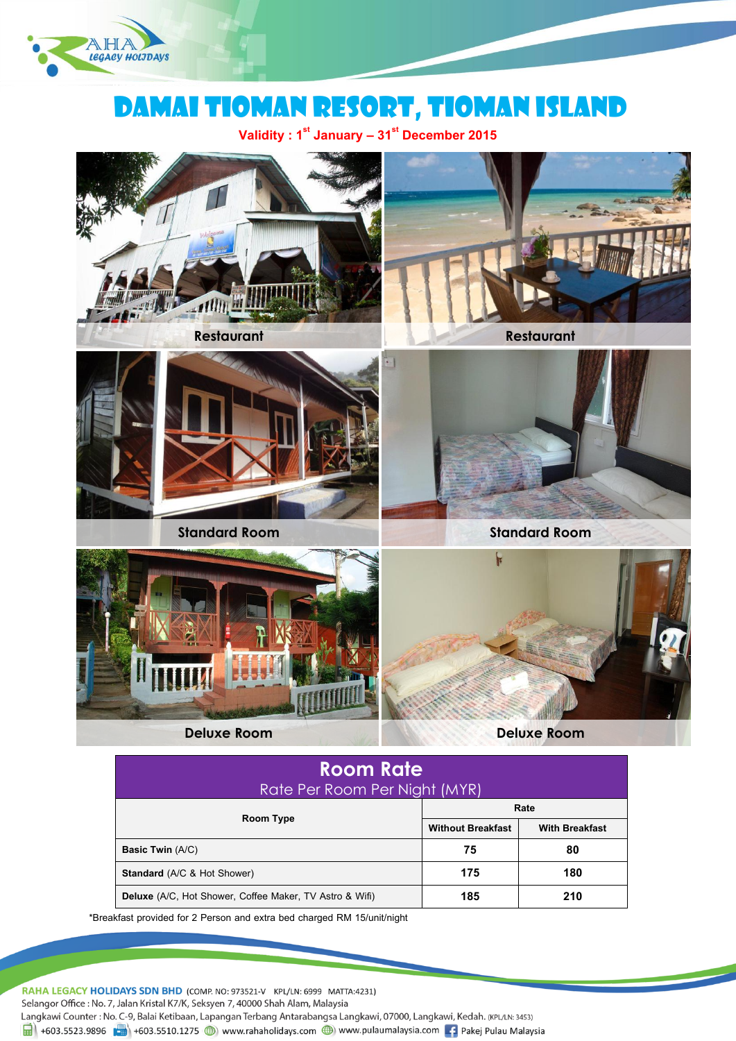# DAMAI TIOMAN RESORT, TIOMAN ISLAND

**Validity : 1st January – 31st December 2015**

Restaurant

Restaurant

Standard Room

Standard Room

Deluxe Room

Deluxe Room

## Room Rate

Rate Per Room Per Night (MYR)

| Room Type | Rate | |
|---|---|---|
| | Without Breakfast | With Breakfast |
| **Basic Twin** (A/C) | 75 | 80 |
| **Standard** (A/C & Hot Shower) | 175 | 180 |
| **Deluxe** (A/C, Hot Shower, Coffee Maker, TV Astro & Wifi) | 185 | 210 |

*Breakfast provided for 2 Person and extra bed charged RM 15/unit/night

**RAHA LEGACY HOLIDAYS SDN BHD** (COMP. NO: 973521-V KPL/LN: 6999 MATTA:4231)
Selangor Office : No. 7, Jalan Kristal K7/K, Seksyen 7, 40000 Shah Alam, Malaysia
Langkawi Counter : No. C-9, Balai Ketibaan, Lapangan Terbang Antarabangsa Langkawi, 07000, Langkawi, Kedah. (KPL/LN: 3453)
+603.5523.9896 +603.5510.1275 www.rahaholidays.com www.pulaumalaysia.com Pakej Pulau Malaysia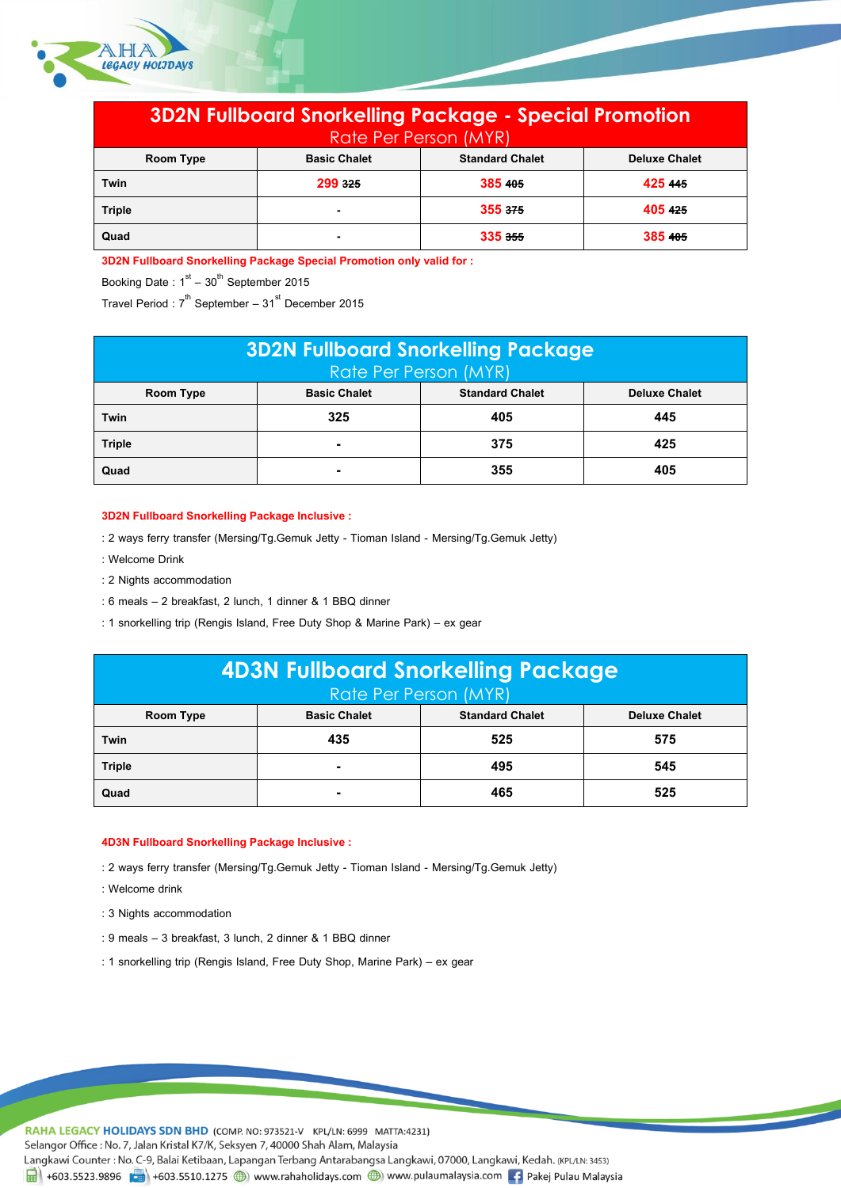## 3D2N Fullboard Snorkelling Package - Special Promotion

Rate Per Person (MYR)

| Room Type | Basic Chalet | Standard Chalet | Deluxe Chalet |
|---|---|---|---|
| Twin | 299 ~~325~~ | 385 ~~405~~ | 425 ~~445~~ |
| Triple | - | 355 ~~375~~ | 405 ~~425~~ |
| Quad | - | 335 ~~355~~ | 385 ~~405~~ |

**3D2N Fullboard Snorkelling Package Special Promotion only valid for :**

Booking Date : 1st – 30th September 2015

Travel Period : 7th September – 31st December 2015

## 3D2N Fullboard Snorkelling Package

Rate Per Person (MYR)

| Room Type | Basic Chalet | Standard Chalet | Deluxe Chalet |
|---|---|---|---|
| Twin | 325 | 405 | 445 |
| Triple | - | 375 | 425 |
| Quad | - | 355 | 405 |

**3D2N Fullboard Snorkelling Package Inclusive :**

: 2 ways ferry transfer (Mersing/Tg.Gemuk Jetty - Tioman Island - Mersing/Tg.Gemuk Jetty)

: Welcome Drink

: 2 Nights accommodation

: 6 meals – 2 breakfast, 2 lunch, 1 dinner & 1 BBQ dinner

: 1 snorkelling trip (Rengis Island, Free Duty Shop & Marine Park) – ex gear

## 4D3N Fullboard Snorkelling Package

Rate Per Person (MYR)

| Room Type | Basic Chalet | Standard Chalet | Deluxe Chalet |
|---|---|---|---|
| Twin | 435 | 525 | 575 |
| Triple | - | 495 | 545 |
| Quad | - | 465 | 525 |

**4D3N Fullboard Snorkelling Package Inclusive :**

: 2 ways ferry transfer (Mersing/Tg.Gemuk Jetty - Tioman Island - Mersing/Tg.Gemuk Jetty)

: Welcome drink

: 3 Nights accommodation

: 9 meals – 3 breakfast, 3 lunch, 2 dinner & 1 BBQ dinner

: 1 snorkelling trip (Rengis Island, Free Duty Shop, Marine Park) – ex gear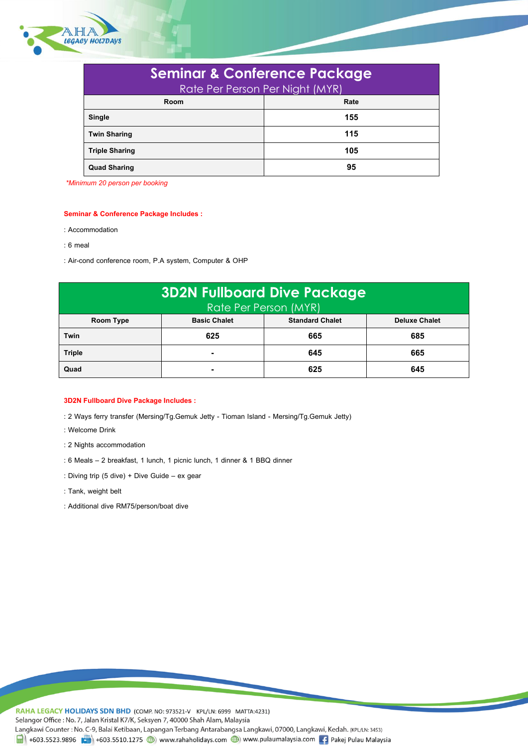| Seminar & Conference Package<br>Rate Per Person Per Night (MYR) | |
|---|---|
| **Room** | **Rate** |
| **Single** | **155** |
| **Twin Sharing** | **115** |
| **Triple Sharing** | **105** |
| **Quad Sharing** | **95** |

*\*Minimum 20 person per booking*

**Seminar & Conference Package Includes :**

: Accommodation

: 6 meal

: Air-cond conference room, P.A system, Computer & OHP

| 3D2N Fullboard Dive Package<br>Rate Per Person (MYR) | | | |
|---|---|---|---|
| **Room Type** | **Basic Chalet** | **Standard Chalet** | **Deluxe Chalet** |
| **Twin** | **625** | **665** | **685** |
| **Triple** | **-** | **645** | **665** |
| **Quad** | **-** | **625** | **645** |

**3D2N Fullboard Dive Package Includes :**

: 2 Ways ferry transfer (Mersing/Tg.Gemuk Jetty - Tioman Island - Mersing/Tg.Gemuk Jetty)

: Welcome Drink

: 2 Nights accommodation

: 6 Meals – 2 breakfast, 1 lunch, 1 picnic lunch, 1 dinner & 1 BBQ dinner

: Diving trip (5 dive) + Dive Guide – ex gear

: Tank, weight belt

: Additional dive RM75/person/boat dive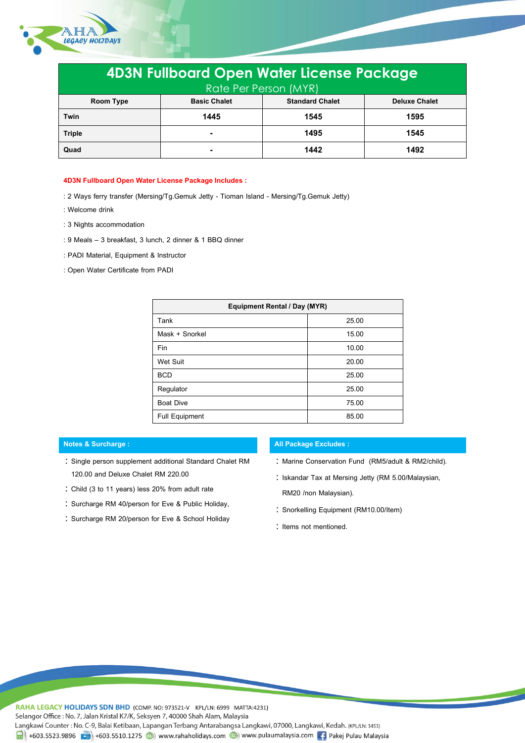# 4D3N Fullboard Open Water License Package

Rate Per Person (MYR)

| Room Type | Basic Chalet | Standard Chalet | Deluxe Chalet |
|---|---|---|---|
| Twin | 1445 | 1545 | 1595 |
| Triple | - | 1495 | 1545 |
| Quad | - | 1442 | 1492 |

**4D3N Fullboard Open Water License Package Includes :**

: 2 Ways ferry transfer (Mersing/Tg.Gemuk Jetty - Tioman Island - Mersing/Tg.Gemuk Jetty)

: Welcome drink

: 3 Nights accommodation

: 9 Meals – 3 breakfast, 3 lunch, 2 dinner & 1 BBQ dinner

: PADI Material, Equipment & Instructor

: Open Water Certificate from PADI

| Equipment Rental / Day (MYR) | |
|---|---|
| Tank | 25.00 |
| Mask + Snorkel | 15.00 |
| Fin | 10.00 |
| Wet Suit | 20.00 |
| BCD | 25.00 |
| Regulator | 25.00 |
| Boat Dive | 75.00 |
| Full Equipment | 85.00 |

**Notes & Surcharge :**

: Single person supplement additional Standard Chalet RM 120.00 and Deluxe Chalet RM 220.00

: Child (3 to 11 years) less 20% from adult rate

: Surcharge RM 40/person for Eve & Public Holiday,

: Surcharge RM 20/person for Eve & School Holiday

**All Package Excludes :**

: Marine Conservation Fund (RM5/adult & RM2/child).

: Iskandar Tax at Mersing Jetty (RM 5.00/Malaysian, RM20 /non Malaysian).

: Snorkelling Equipment (RM10.00/Item)

: Items not mentioned.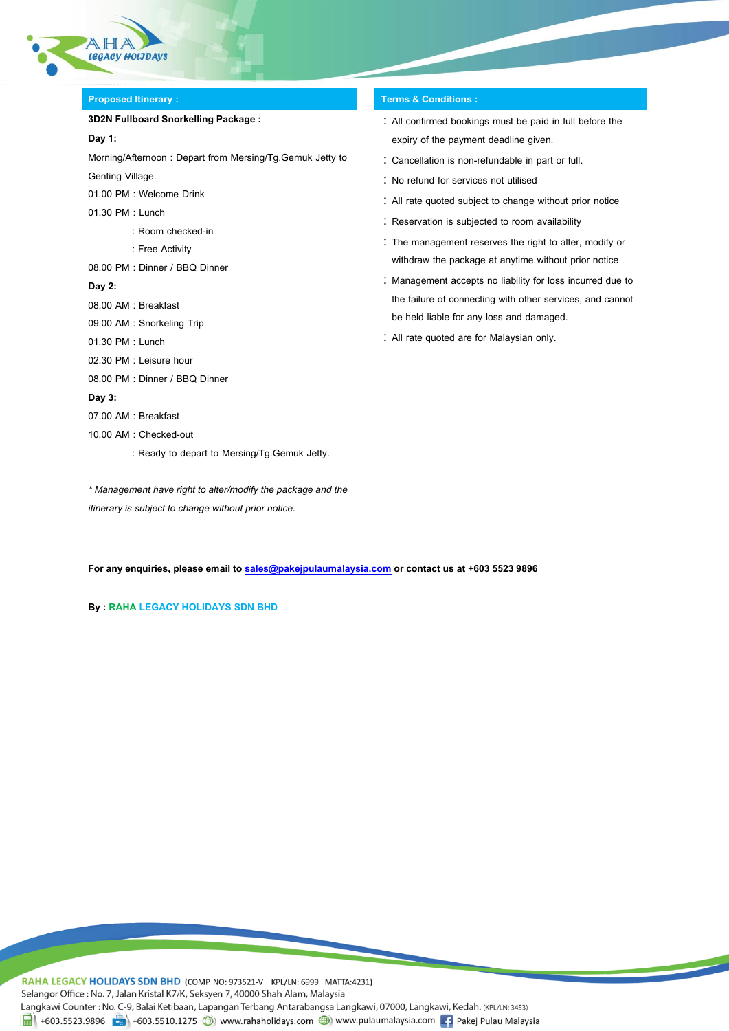## Proposed Itinerary :

**3D2N Fullboard Snorkelling Package :**

**Day 1:**

Morning/Afternoon : Depart from Mersing/Tg.Gemuk Jetty to Genting Village.

01.00 PM : Welcome Drink

01.30 PM : Lunch

: Room checked-in

: Free Activity

08.00 PM : Dinner / BBQ Dinner

**Day 2:**

08.00 AM : Breakfast

09.00 AM : Snorkeling Trip

01.30 PM : Lunch

02.30 PM : Leisure hour

08.00 PM : Dinner / BBQ Dinner

**Day 3:**

07.00 AM : Breakfast

10.00 AM : Checked-out

: Ready to depart to Mersing/Tg.Gemuk Jetty.

*\* Management have right to alter/modify the package and the itinerary is subject to change without prior notice.*

## Terms & Conditions :

- All confirmed bookings must be paid in full before the expiry of the payment deadline given.
- Cancellation is non-refundable in part or full.
- No refund for services not utilised
- All rate quoted subject to change without prior notice
- Reservation is subjected to room availability
- The management reserves the right to alter, modify or withdraw the package at anytime without prior notice
- Management accepts no liability for loss incurred due to the failure of connecting with other services, and cannot be held liable for any loss and damaged.
- All rate quoted are for Malaysian only.

**For any enquiries, please email to sales@pakejpulaumalaysia.com or contact us at +603 5523 9896**

**By : RAHA LEGACY HOLIDAYS SDN BHD**